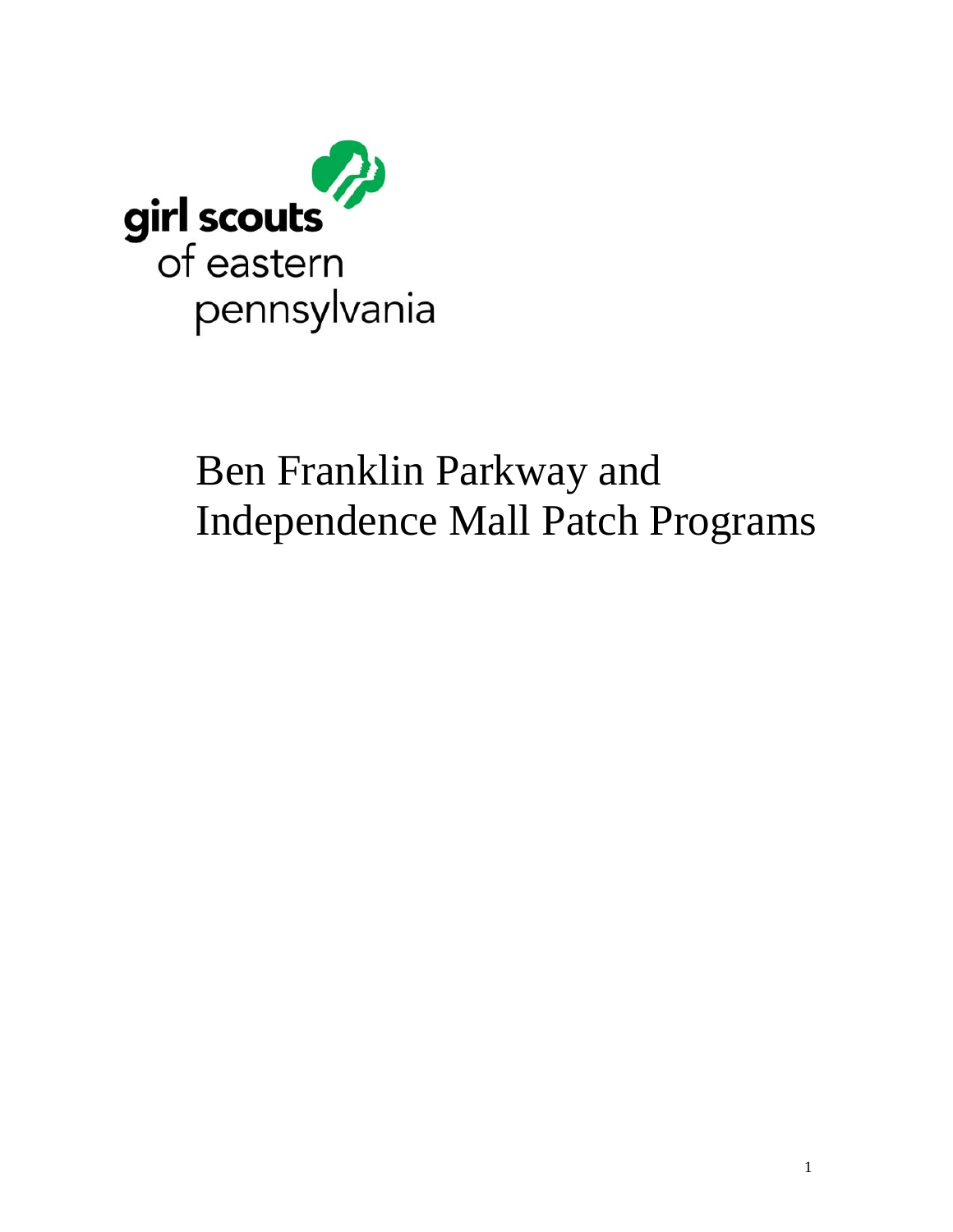girl scouts
of eastern
pennsylvania

# Ben Franklin Parkway and Independence Mall Patch Programs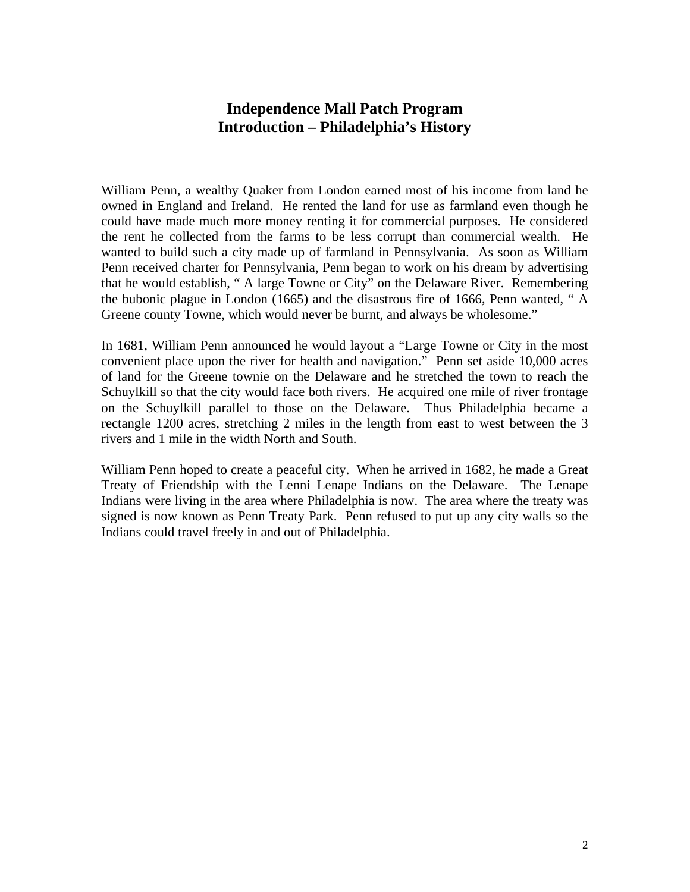# Independence Mall Patch Program
## Introduction – Philadelphia's History

William Penn, a wealthy Quaker from London earned most of his income from land he owned in England and Ireland. He rented the land for use as farmland even though he could have made much more money renting it for commercial purposes. He considered the rent he collected from the farms to be less corrupt than commercial wealth. He wanted to build such a city made up of farmland in Pennsylvania. As soon as William Penn received charter for Pennsylvania, Penn began to work on his dream by advertising that he would establish, " A large Towne or City" on the Delaware River. Remembering the bubonic plague in London (1665) and the disastrous fire of 1666, Penn wanted, " A Greene county Towne, which would never be burnt, and always be wholesome."

In 1681, William Penn announced he would layout a "Large Towne or City in the most convenient place upon the river for health and navigation." Penn set aside 10,000 acres of land for the Greene townie on the Delaware and he stretched the town to reach the Schuylkill so that the city would face both rivers. He acquired one mile of river frontage on the Schuylkill parallel to those on the Delaware. Thus Philadelphia became a rectangle 1200 acres, stretching 2 miles in the length from east to west between the 3 rivers and 1 mile in the width North and South.

William Penn hoped to create a peaceful city. When he arrived in 1682, he made a Great Treaty of Friendship with the Lenni Lenape Indians on the Delaware. The Lenape Indians were living in the area where Philadelphia is now. The area where the treaty was signed is now known as Penn Treaty Park. Penn refused to put up any city walls so the Indians could travel freely in and out of Philadelphia.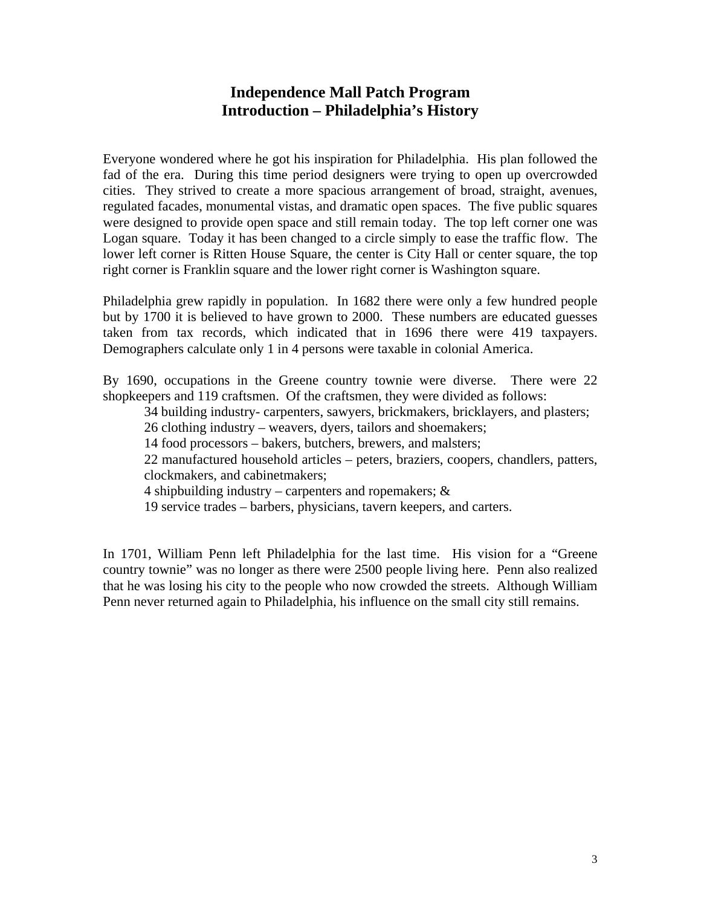# Independence Mall Patch Program
## Introduction – Philadelphia's History

Everyone wondered where he got his inspiration for Philadelphia. His plan followed the fad of the era. During this time period designers were trying to open up overcrowded cities. They strived to create a more spacious arrangement of broad, straight, avenues, regulated facades, monumental vistas, and dramatic open spaces. The five public squares were designed to provide open space and still remain today. The top left corner one was Logan square. Today it has been changed to a circle simply to ease the traffic flow. The lower left corner is Ritten House Square, the center is City Hall or center square, the top right corner is Franklin square and the lower right corner is Washington square.

Philadelphia grew rapidly in population. In 1682 there were only a few hundred people but by 1700 it is believed to have grown to 2000. These numbers are educated guesses taken from tax records, which indicated that in 1696 there were 419 taxpayers. Demographers calculate only 1 in 4 persons were taxable in colonial America.

By 1690, occupations in the Greene country townie were diverse. There were 22 shopkeepers and 119 craftsmen. Of the craftsmen, they were divided as follows:

- 34 building industry- carpenters, sawyers, brickmakers, bricklayers, and plasters;
- 26 clothing industry – weavers, dyers, tailors and shoemakers;
- 14 food processors – bakers, butchers, brewers, and malsters;
- 22 manufactured household articles – peters, braziers, coopers, chandlers, patters, clockmakers, and cabinetmakers;
- 4 shipbuilding industry – carpenters and ropemakers; &
- 19 service trades – barbers, physicians, tavern keepers, and carters.

In 1701, William Penn left Philadelphia for the last time. His vision for a "Greene country townie" was no longer as there were 2500 people living here. Penn also realized that he was losing his city to the people who now crowded the streets. Although William Penn never returned again to Philadelphia, his influence on the small city still remains.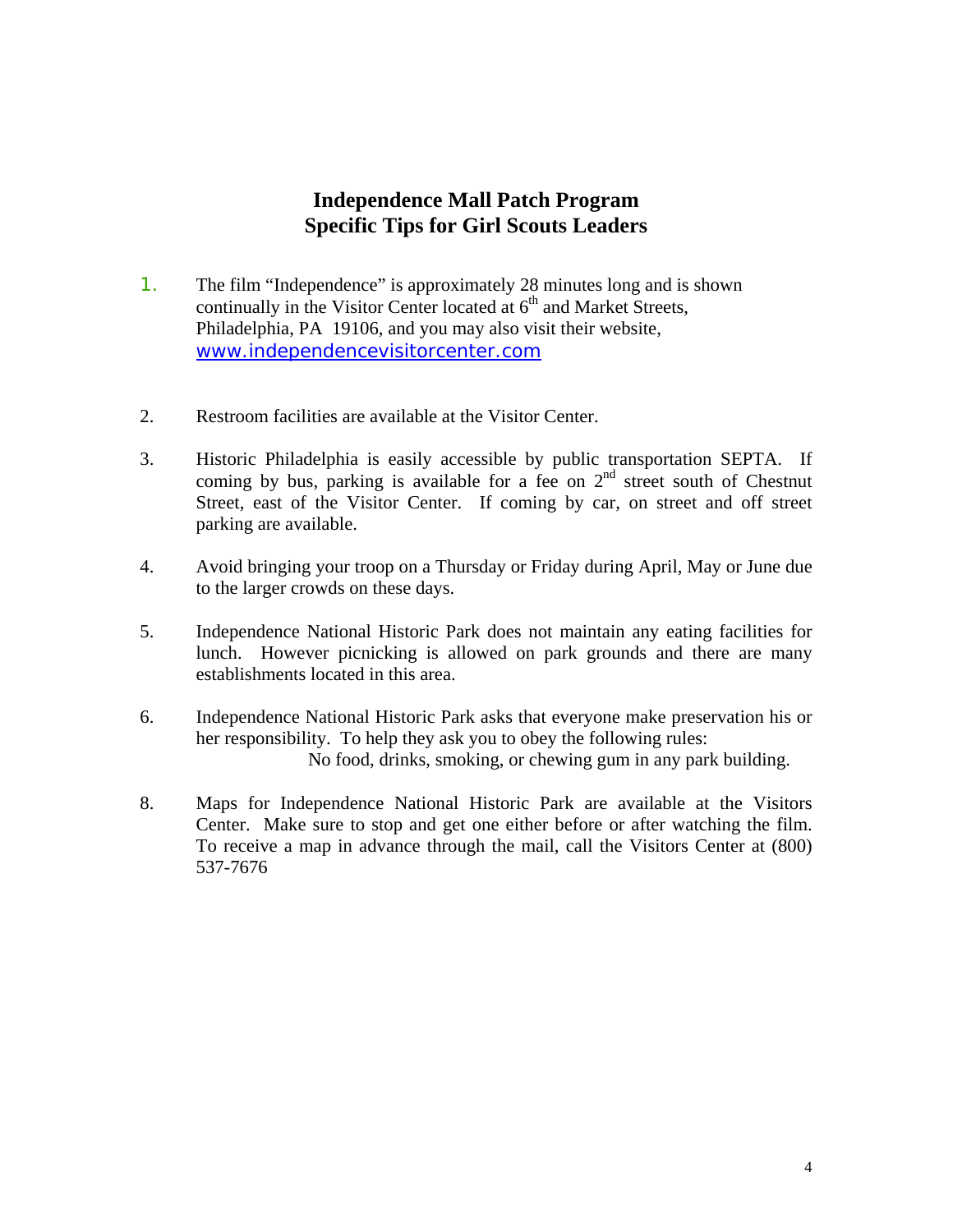# Independence Mall Patch Program
# Specific Tips for Girl Scouts Leaders

1. The film "Independence" is approximately 28 minutes long and is shown continually in the Visitor Center located at 6th and Market Streets, Philadelphia, PA 19106, and you may also visit their website, www.independencevisitorcenter.com

2. Restroom facilities are available at the Visitor Center.

3. Historic Philadelphia is easily accessible by public transportation SEPTA. If coming by bus, parking is available for a fee on 2nd street south of Chestnut Street, east of the Visitor Center. If coming by car, on street and off street parking are available.

4. Avoid bringing your troop on a Thursday or Friday during April, May or June due to the larger crowds on these days.

5. Independence National Historic Park does not maintain any eating facilities for lunch. However picnicking is allowed on park grounds and there are many establishments located in this area.

6. Independence National Historic Park asks that everyone make preservation his or her responsibility. To help they ask you to obey the following rules:

   No food, drinks, smoking, or chewing gum in any park building.

8. Maps for Independence National Historic Park are available at the Visitors Center. Make sure to stop and get one either before or after watching the film. To receive a map in advance through the mail, call the Visitors Center at (800) 537-7676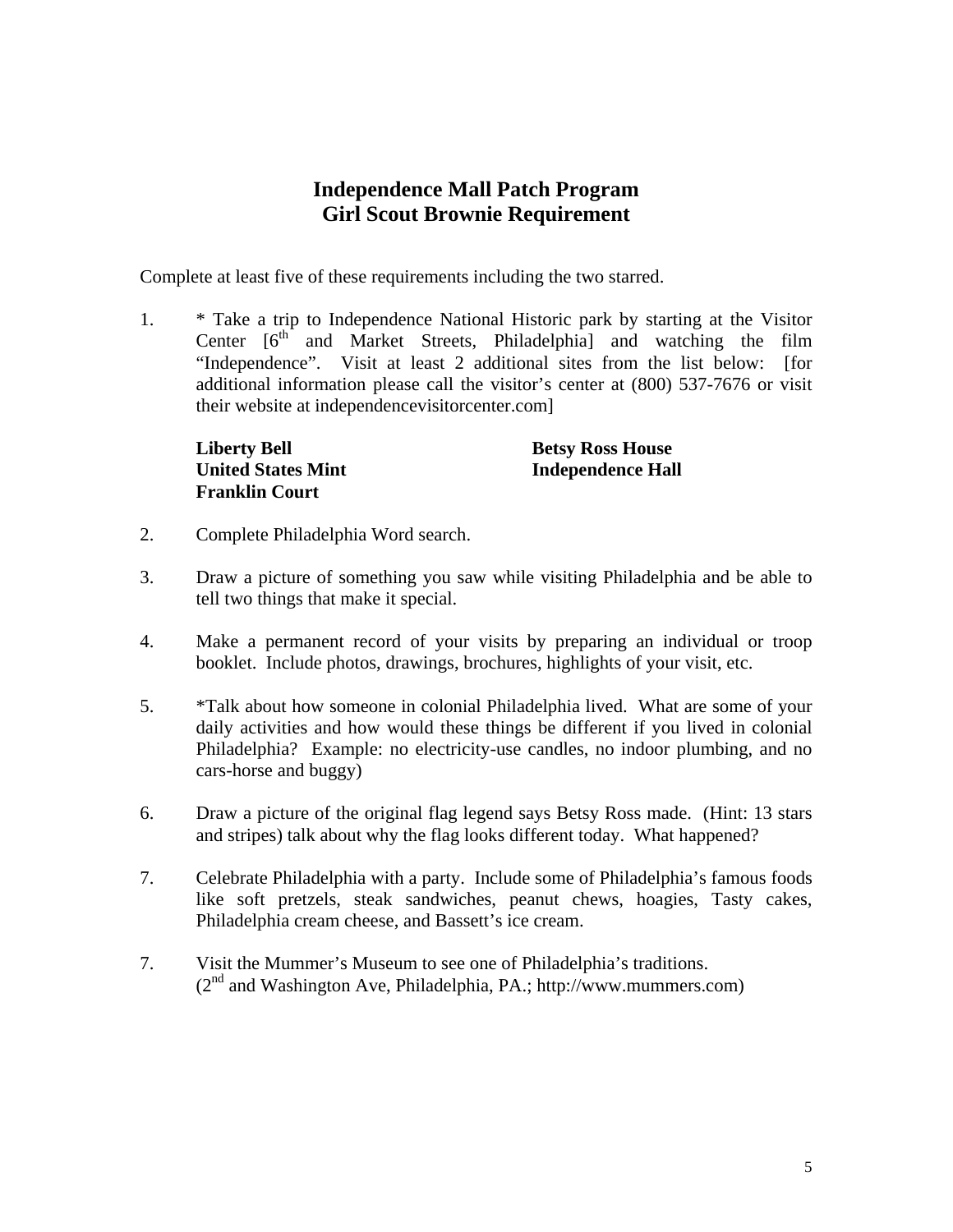# Independence Mall Patch Program
# Girl Scout Brownie Requirement

Complete at least five of these requirements including the two starred.

1. * Take a trip to Independence National Historic park by starting at the Visitor Center [6th and Market Streets, Philadelphia] and watching the film "Independence". Visit at least 2 additional sites from the list below: [for additional information please call the visitor's center at (800) 537-7676 or visit their website at independencevisitorcenter.com]

   **Liberty Bell**
   **United States Mint**
   **Franklin Court**
   **Betsy Ross House**
   **Independence Hall**

2. Complete Philadelphia Word search.

3. Draw a picture of something you saw while visiting Philadelphia and be able to tell two things that make it special.

4. Make a permanent record of your visits by preparing an individual or troop booklet. Include photos, drawings, brochures, highlights of your visit, etc.

5. *Talk about how someone in colonial Philadelphia lived. What are some of your daily activities and how would these things be different if you lived in colonial Philadelphia? Example: no electricity-use candles, no indoor plumbing, and no cars-horse and buggy)

6. Draw a picture of the original flag legend says Betsy Ross made. (Hint: 13 stars and stripes) talk about why the flag looks different today. What happened?

7. Celebrate Philadelphia with a party. Include some of Philadelphia's famous foods like soft pretzels, steak sandwiches, peanut chews, hoagies, Tasty cakes, Philadelphia cream cheese, and Bassett's ice cream.

7. Visit the Mummer's Museum to see one of Philadelphia's traditions.
   (2nd and Washington Ave, Philadelphia, PA.; http://www.mummers.com)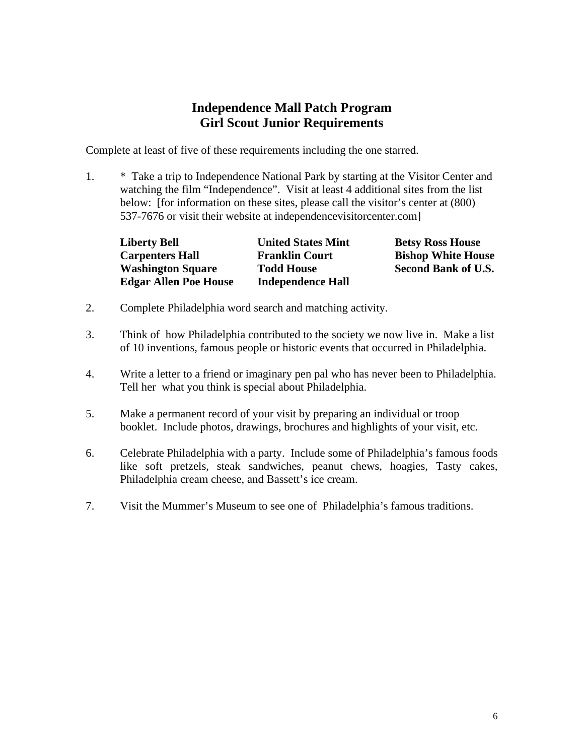## Independence Mall Patch Program
## Girl Scout Junior Requirements

Complete at least of five of these requirements including the one starred.

1. * Take a trip to Independence National Park by starting at the Visitor Center and watching the film "Independence". Visit at least 4 additional sites from the list below: [for information on these sites, please call the visitor's center at (800) 537-7676 or visit their website at independencevisitorcenter.com]

| | | |
|---|---|---|
| **Liberty Bell** | **United States Mint** | **Betsy Ross House** |
| **Carpenters Hall** | **Franklin Court** | **Bishop White House** |
| **Washington Square** | **Todd House** | **Second Bank of U.S.** |
| **Edgar Allen Poe House** | **Independence Hall** | |

2. Complete Philadelphia word search and matching activity.

3. Think of how Philadelphia contributed to the society we now live in. Make a list of 10 inventions, famous people or historic events that occurred in Philadelphia.

4. Write a letter to a friend or imaginary pen pal who has never been to Philadelphia. Tell her what you think is special about Philadelphia.

5. Make a permanent record of your visit by preparing an individual or troop booklet. Include photos, drawings, brochures and highlights of your visit, etc.

6. Celebrate Philadelphia with a party. Include some of Philadelphia's famous foods like soft pretzels, steak sandwiches, peanut chews, hoagies, Tasty cakes, Philadelphia cream cheese, and Bassett's ice cream.

7. Visit the Mummer's Museum to see one of Philadelphia's famous traditions.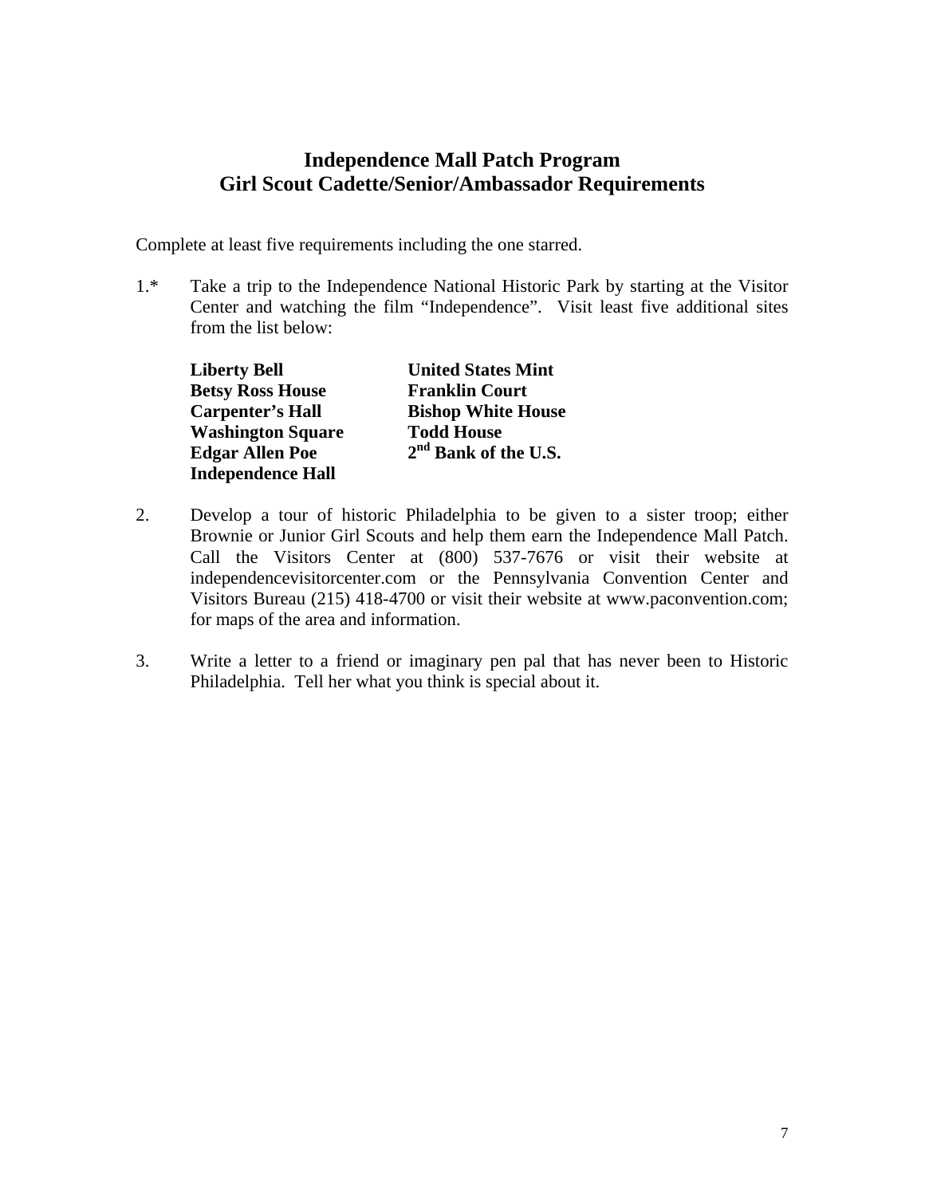# Independence Mall Patch Program
## Girl Scout Cadette/Senior/Ambassador Requirements

Complete at least five requirements including the one starred.

1.* Take a trip to the Independence National Historic Park by starting at the Visitor Center and watching the film "Independence". Visit least five additional sites from the list below:

| | |
|---|---|
| **Liberty Bell** | **United States Mint** |
| **Betsy Ross House** | **Franklin Court** |
| **Carpenter's Hall** | **Bishop White House** |
| **Washington Square** | **Todd House** |
| **Edgar Allen Poe** | **2nd Bank of the U.S.** |
| **Independence Hall** | |

2. Develop a tour of historic Philadelphia to be given to a sister troop; either Brownie or Junior Girl Scouts and help them earn the Independence Mall Patch. Call the Visitors Center at (800) 537-7676 or visit their website at independencevisitorcenter.com or the Pennsylvania Convention Center and Visitors Bureau (215) 418-4700 or visit their website at www.paconvention.com; for maps of the area and information.

3. Write a letter to a friend or imaginary pen pal that has never been to Historic Philadelphia. Tell her what you think is special about it.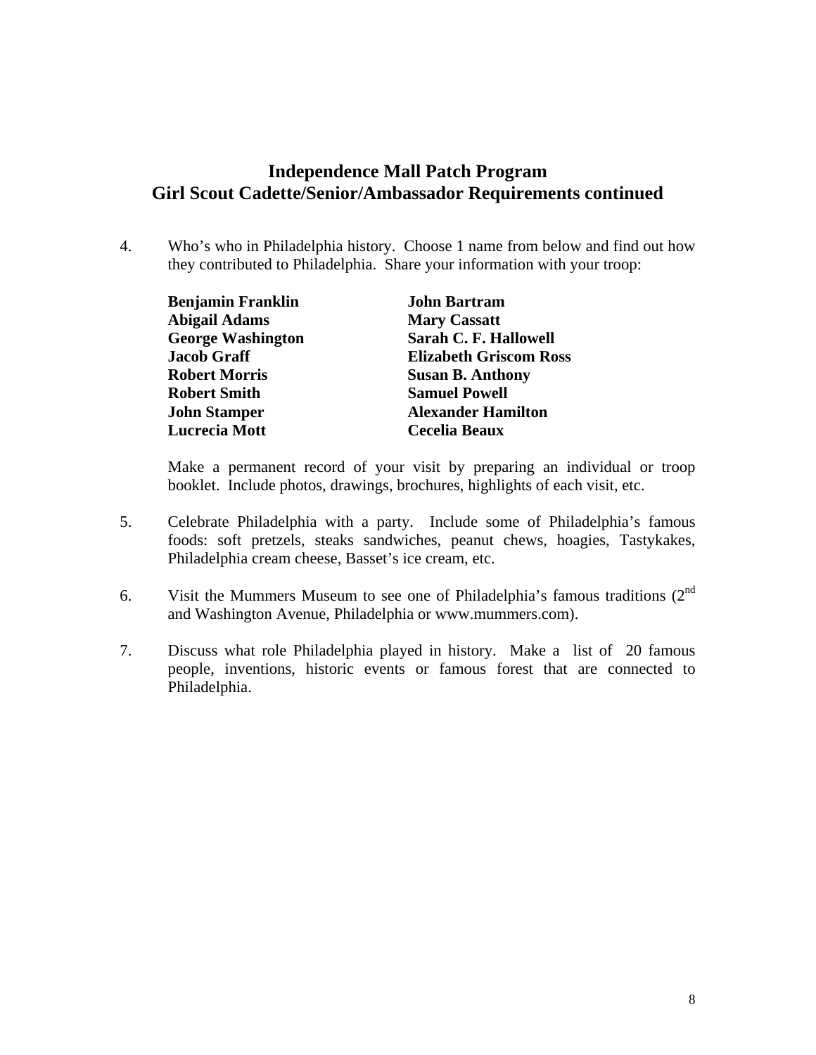## Independence Mall Patch Program
## Girl Scout Cadette/Senior/Ambassador Requirements continued

4. Who's who in Philadelphia history. Choose 1 name from below and find out how they contributed to Philadelphia. Share your information with your troop:

   **Benjamin Franklin**
   **Abigail Adams**
   **George Washington**
   **Jacob Graff**
   **Robert Morris**
   **Robert Smith**
   **John Stamper**
   **Lucrecia Mott**
   **John Bartram**
   **Mary Cassatt**
   **Sarah C. F. Hallowell**
   **Elizabeth Griscom Ross**
   **Susan B. Anthony**
   **Samuel Powell**
   **Alexander Hamilton**
   **Cecelia Beaux**

   Make a permanent record of your visit by preparing an individual or troop booklet. Include photos, drawings, brochures, highlights of each visit, etc.

5. Celebrate Philadelphia with a party. Include some of Philadelphia's famous foods: soft pretzels, steaks sandwiches, peanut chews, hoagies, Tastykakes, Philadelphia cream cheese, Basset's ice cream, etc.

6. Visit the Mummers Museum to see one of Philadelphia's famous traditions (2nd and Washington Avenue, Philadelphia or www.mummers.com).

7. Discuss what role Philadelphia played in history. Make a list of 20 famous people, inventions, historic events or famous forest that are connected to Philadelphia.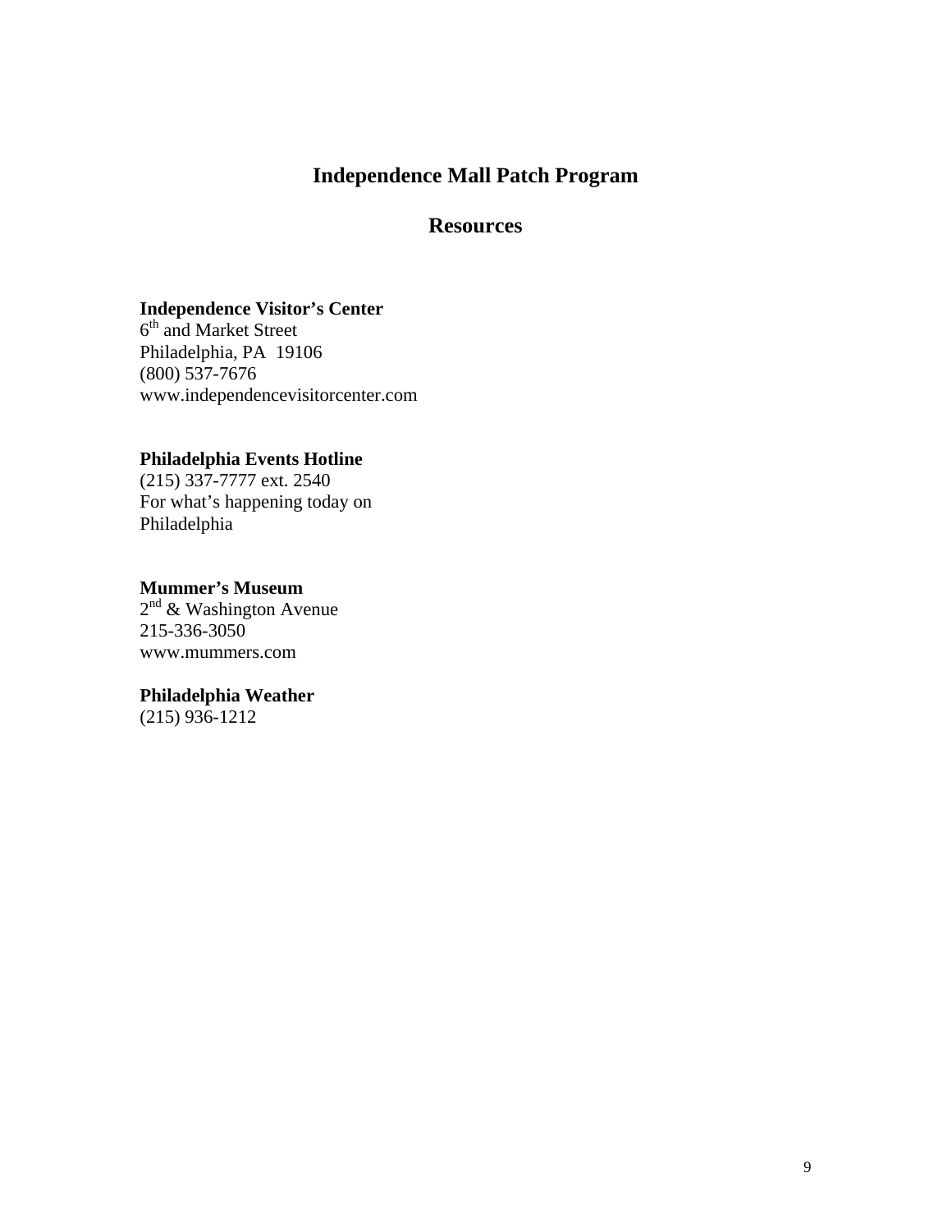# Independence Mall Patch Program

## Resources

**Independence Visitor's Center**
6th and Market Street
Philadelphia, PA 19106
(800) 537-7676
www.independencevisitorcenter.com

**Philadelphia Events Hotline**
(215) 337-7777 ext. 2540
For what's happening today on Philadelphia

**Mummer's Museum**
2nd & Washington Avenue
215-336-3050
www.mummers.com

**Philadelphia Weather**
(215) 936-1212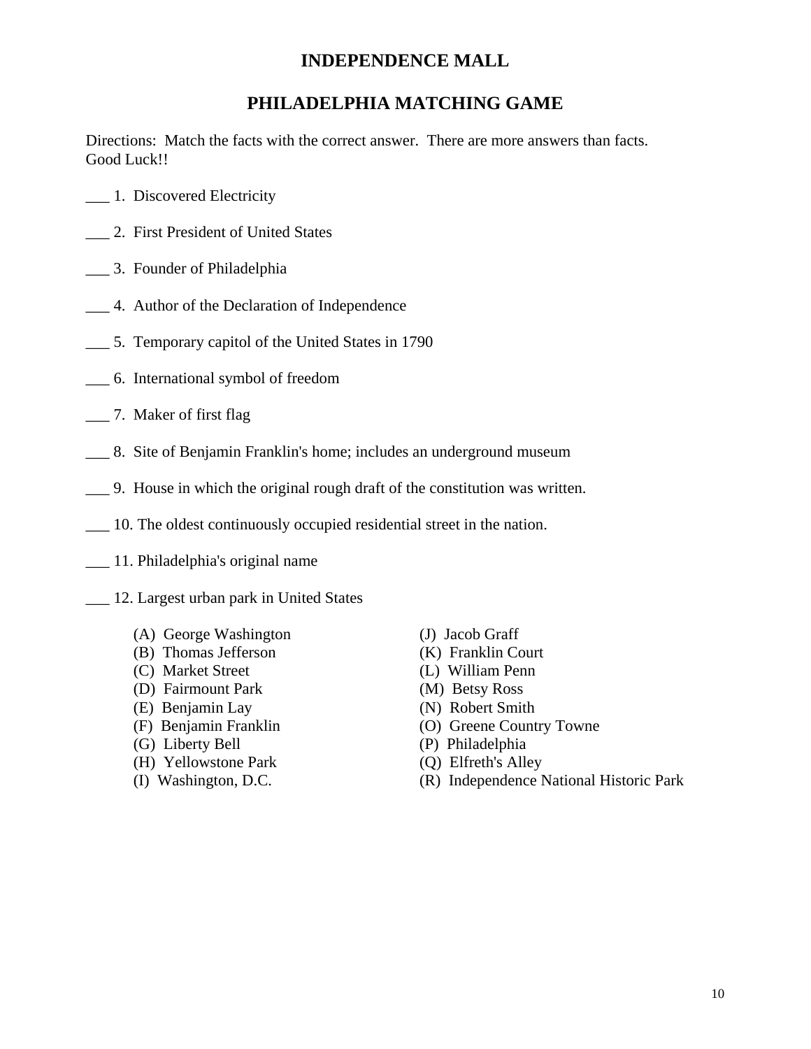# INDEPENDENCE MALL

# PHILADELPHIA MATCHING GAME

Directions: Match the facts with the correct answer. There are more answers than facts. Good Luck!!

___ 1. Discovered Electricity

___ 2. First President of United States

___ 3. Founder of Philadelphia

___ 4. Author of the Declaration of Independence

___ 5. Temporary capitol of the United States in 1790

___ 6. International symbol of freedom

___ 7. Maker of first flag

___ 8. Site of Benjamin Franklin's home; includes an underground museum

___ 9. House in which the original rough draft of the constitution was written.

___ 10. The oldest continuously occupied residential street in the nation.

___ 11. Philadelphia's original name

___ 12. Largest urban park in United States

(A) George Washington
(B) Thomas Jefferson
(C) Market Street
(D) Fairmount Park
(E) Benjamin Lay
(F) Benjamin Franklin
(G) Liberty Bell
(H) Yellowstone Park
(I) Washington, D.C.
(J) Jacob Graff
(K) Franklin Court
(L) William Penn
(M) Betsy Ross
(N) Robert Smith
(O) Greene Country Towne
(P) Philadelphia
(Q) Elfreth's Alley
(R) Independence National Historic Park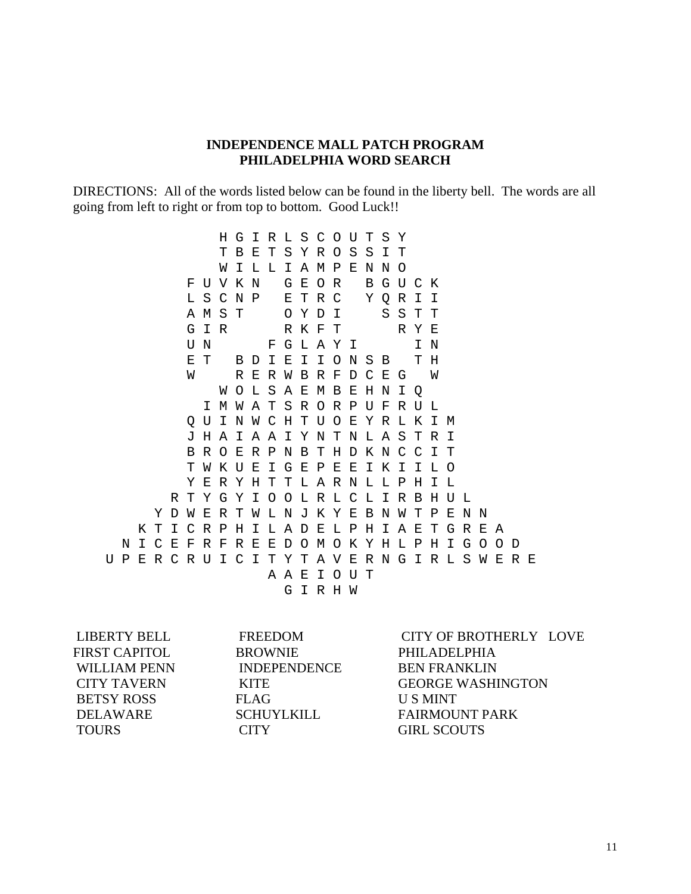**INDEPENDENCE MALL PATCH PROGRAM**
**PHILADELPHIA WORD SEARCH**

DIRECTIONS: All of the words listed below can be found in the liberty bell. The words are all going from left to right or from top to bottom. Good Luck!!

```
              H G I R L S C O U T S Y
              T B E T S Y R O S S I T
              W I L L I A M P E N N O
          F U V K N   G E O R   B G U C K
          L S C N P   E T R C   Y Q R I I
          A M S T     O Y D I     S S T T
          G I R       R K F T       R Y E
          U N       F G L A Y I       I N
          E T   B D I E I I O N S B   T H
          W     R E R W B R F D C E G   W
              W O L S A E M B E H N I Q
            I M W A T S R O R P U F R U L
          Q U I N W C H T U O E Y R L K I M
          J H A I A A I Y N T N L A S T R I
          B R O E R P N B T H D K N C C I T
          T W K U E I G E P E E I K I I L O
          Y E R Y H T T L A R N L L P H I L
        R T Y G Y I O O L R L C L I R B H U L
      Y D W E R T W L N J K Y E B N W T P E N N
    K T I C R P H I L A D E L P H I A E T G R E A
  N I C E F R F R E E D O M O K Y H L P H I G O O D
U P E R C R U I C I T Y T A V E R N G I R L S W E R E
                    A A E I O U T
                      G I R H W
```

| | | |
|---|---|---|
| LIBERTY BELL | FREEDOM | CITY OF BROTHERLY LOVE |
| FIRST CAPITOL | BROWNIE | PHILADELPHIA |
| WILLIAM PENN | INDEPENDENCE | BEN FRANKLIN |
| CITY TAVERN | KITE | GEORGE WASHINGTON |
| BETSY ROSS | FLAG | U S MINT |
| DELAWARE | SCHUYLKILL | FAIRMOUNT PARK |
| TOURS | CITY | GIRL SCOUTS |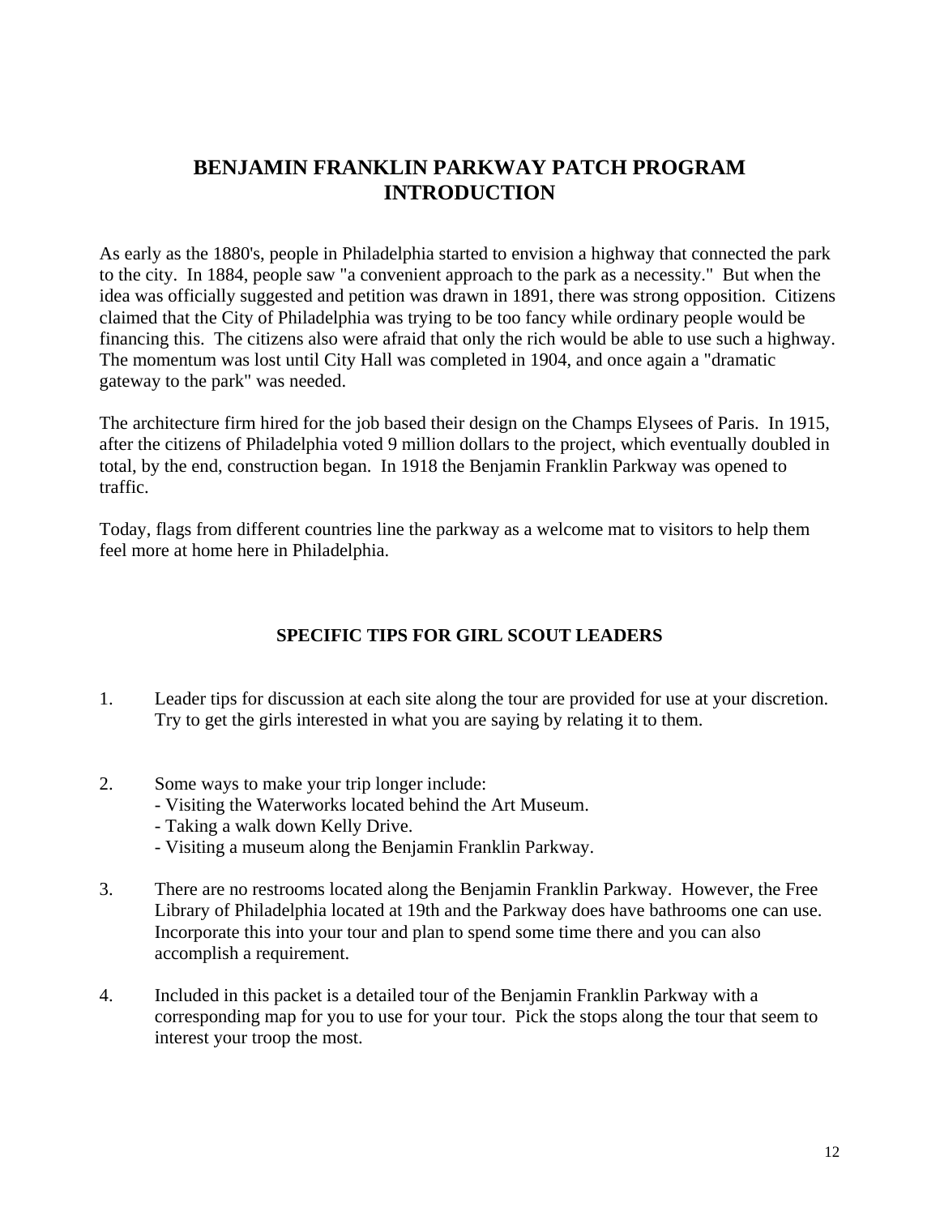# BENJAMIN FRANKLIN PARKWAY PATCH PROGRAM INTRODUCTION

As early as the 1880's, people in Philadelphia started to envision a highway that connected the park to the city. In 1884, people saw "a convenient approach to the park as a necessity." But when the idea was officially suggested and petition was drawn in 1891, there was strong opposition. Citizens claimed that the City of Philadelphia was trying to be too fancy while ordinary people would be financing this. The citizens also were afraid that only the rich would be able to use such a highway. The momentum was lost until City Hall was completed in 1904, and once again a "dramatic gateway to the park" was needed.

The architecture firm hired for the job based their design on the Champs Elysees of Paris. In 1915, after the citizens of Philadelphia voted 9 million dollars to the project, which eventually doubled in total, by the end, construction began. In 1918 the Benjamin Franklin Parkway was opened to traffic.

Today, flags from different countries line the parkway as a welcome mat to visitors to help them feel more at home here in Philadelphia.

## SPECIFIC TIPS FOR GIRL SCOUT LEADERS

1. Leader tips for discussion at each site along the tour are provided for use at your discretion. Try to get the girls interested in what you are saying by relating it to them.

2. Some ways to make your trip longer include:
   - Visiting the Waterworks located behind the Art Museum.
   - Taking a walk down Kelly Drive.
   - Visiting a museum along the Benjamin Franklin Parkway.

3. There are no restrooms located along the Benjamin Franklin Parkway. However, the Free Library of Philadelphia located at 19th and the Parkway does have bathrooms one can use. Incorporate this into your tour and plan to spend some time there and you can also accomplish a requirement.

4. Included in this packet is a detailed tour of the Benjamin Franklin Parkway with a corresponding map for you to use for your tour. Pick the stops along the tour that seem to interest your troop the most.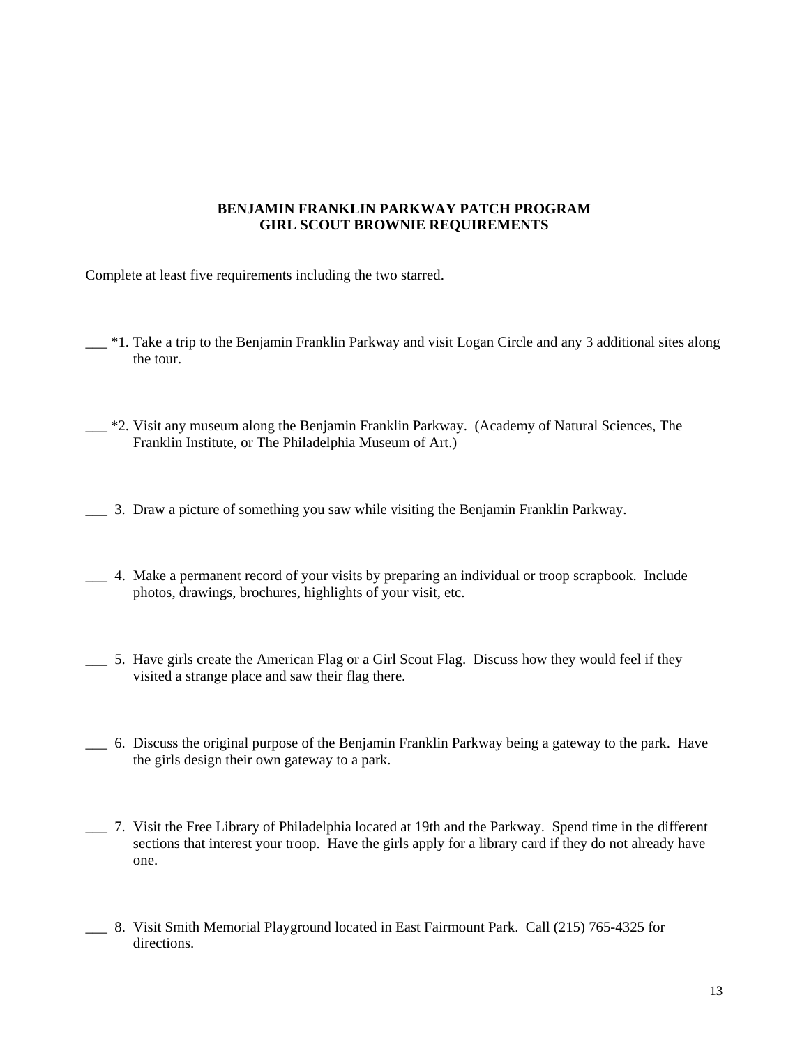**BENJAMIN FRANKLIN PARKWAY PATCH PROGRAM**
**GIRL SCOUT BROWNIE REQUIREMENTS**

Complete at least five requirements including the two starred.

___ *1. Take a trip to the Benjamin Franklin Parkway and visit Logan Circle and any 3 additional sites along the tour.

___ *2. Visit any museum along the Benjamin Franklin Parkway. (Academy of Natural Sciences, The Franklin Institute, or The Philadelphia Museum of Art.)

___ 3. Draw a picture of something you saw while visiting the Benjamin Franklin Parkway.

___ 4. Make a permanent record of your visits by preparing an individual or troop scrapbook. Include photos, drawings, brochures, highlights of your visit, etc.

___ 5. Have girls create the American Flag or a Girl Scout Flag. Discuss how they would feel if they visited a strange place and saw their flag there.

___ 6. Discuss the original purpose of the Benjamin Franklin Parkway being a gateway to the park. Have the girls design their own gateway to a park.

___ 7. Visit the Free Library of Philadelphia located at 19th and the Parkway. Spend time in the different sections that interest your troop. Have the girls apply for a library card if they do not already have one.

___ 8. Visit Smith Memorial Playground located in East Fairmount Park. Call (215) 765-4325 for directions.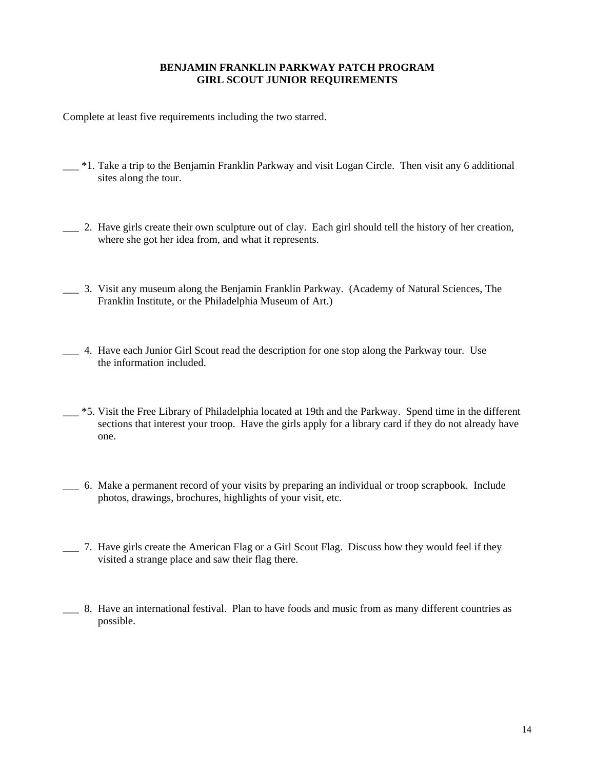**BENJAMIN FRANKLIN PARKWAY PATCH PROGRAM**
**GIRL SCOUT JUNIOR REQUIREMENTS**

Complete at least five requirements including the two starred.

___ *1. Take a trip to the Benjamin Franklin Parkway and visit Logan Circle. Then visit any 6 additional sites along the tour.

___ 2. Have girls create their own sculpture out of clay. Each girl should tell the history of her creation, where she got her idea from, and what it represents.

___ 3. Visit any museum along the Benjamin Franklin Parkway. (Academy of Natural Sciences, The Franklin Institute, or the Philadelphia Museum of Art.)

___ 4. Have each Junior Girl Scout read the description for one stop along the Parkway tour. Use the information included.

___ *5. Visit the Free Library of Philadelphia located at 19th and the Parkway. Spend time in the different sections that interest your troop. Have the girls apply for a library card if they do not already have one.

___ 6. Make a permanent record of your visits by preparing an individual or troop scrapbook. Include photos, drawings, brochures, highlights of your visit, etc.

___ 7. Have girls create the American Flag or a Girl Scout Flag. Discuss how they would feel if they visited a strange place and saw their flag there.

___ 8. Have an international festival. Plan to have foods and music from as many different countries as possible.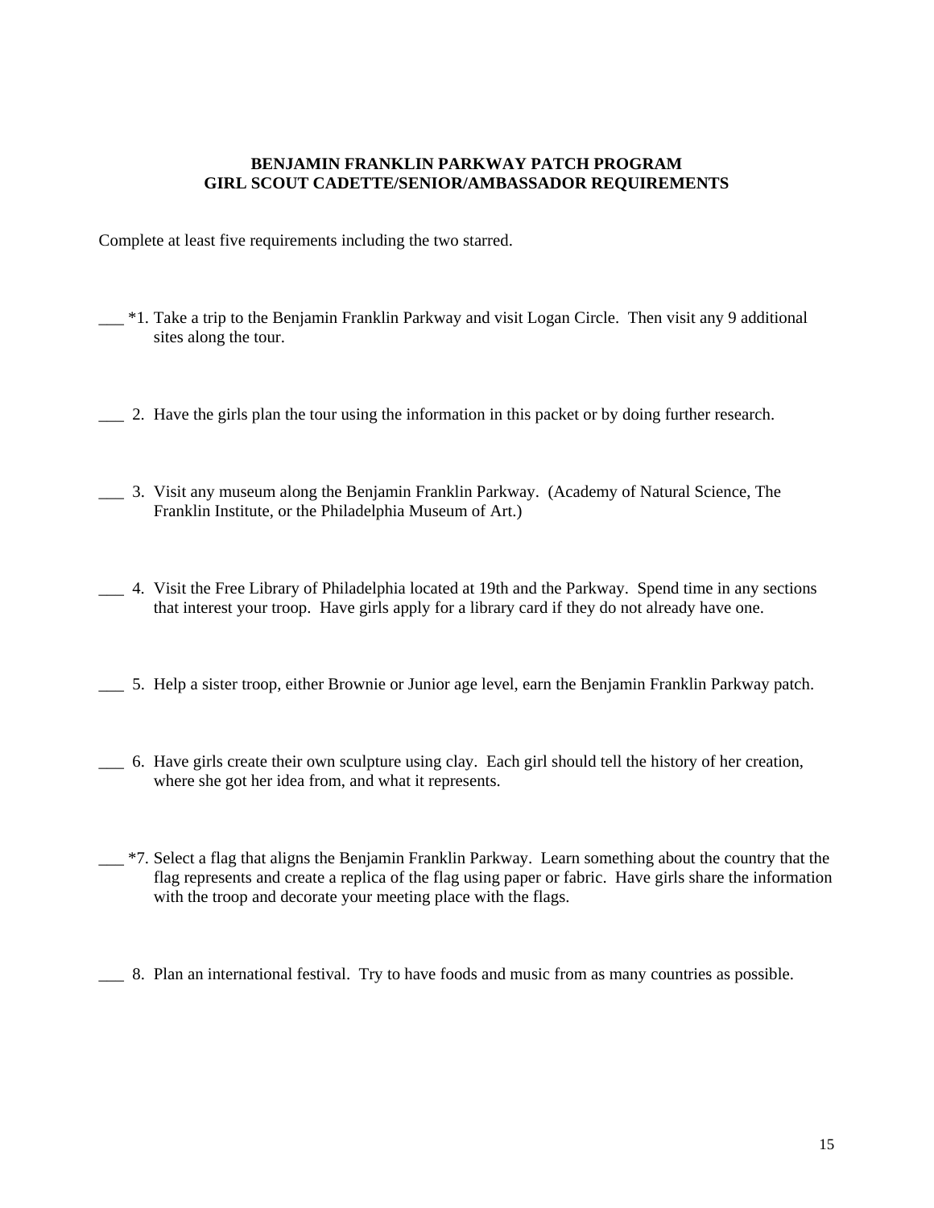**BENJAMIN FRANKLIN PARKWAY PATCH PROGRAM**
**GIRL SCOUT CADETTE/SENIOR/AMBASSADOR REQUIREMENTS**

Complete at least five requirements including the two starred.

___ *1. Take a trip to the Benjamin Franklin Parkway and visit Logan Circle. Then visit any 9 additional sites along the tour.

___ 2. Have the girls plan the tour using the information in this packet or by doing further research.

___ 3. Visit any museum along the Benjamin Franklin Parkway. (Academy of Natural Science, The Franklin Institute, or the Philadelphia Museum of Art.)

___ 4. Visit the Free Library of Philadelphia located at 19th and the Parkway. Spend time in any sections that interest your troop. Have girls apply for a library card if they do not already have one.

___ 5. Help a sister troop, either Brownie or Junior age level, earn the Benjamin Franklin Parkway patch.

___ 6. Have girls create their own sculpture using clay. Each girl should tell the history of her creation, where she got her idea from, and what it represents.

___ *7. Select a flag that aligns the Benjamin Franklin Parkway. Learn something about the country that the flag represents and create a replica of the flag using paper or fabric. Have girls share the information with the troop and decorate your meeting place with the flags.

___ 8. Plan an international festival. Try to have foods and music from as many countries as possible.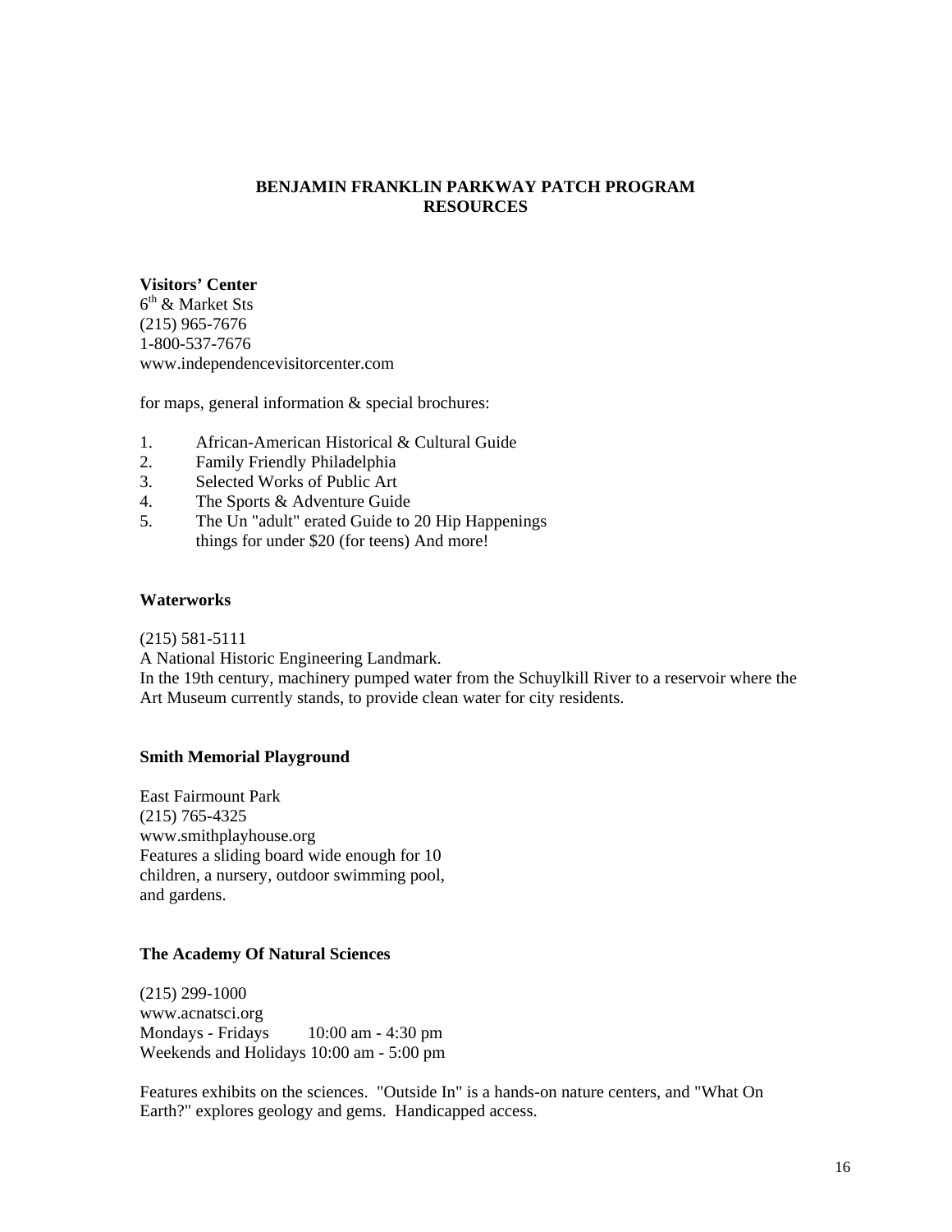# BENJAMIN FRANKLIN PARKWAY PATCH PROGRAM
# RESOURCES

**Visitors' Center**
6th & Market Sts
(215) 965-7676
1-800-537-7676
www.independencevisitorcenter.com

for maps, general information & special brochures:

1. African-American Historical & Cultural Guide
2. Family Friendly Philadelphia
3. Selected Works of Public Art
4. The Sports & Adventure Guide
5. The Un "adult" erated Guide to 20 Hip Happenings things for under $20 (for teens) And more!

**Waterworks**

(215) 581-5111
A National Historic Engineering Landmark.
In the 19th century, machinery pumped water from the Schuylkill River to a reservoir where the Art Museum currently stands, to provide clean water for city residents.

**Smith Memorial Playground**

East Fairmount Park
(215) 765-4325
www.smithplayhouse.org
Features a sliding board wide enough for 10 children, a nursery, outdoor swimming pool, and gardens.

**The Academy Of Natural Sciences**

(215) 299-1000
www.acnatsci.org
Mondays - Fridays 10:00 am - 4:30 pm
Weekends and Holidays 10:00 am - 5:00 pm

Features exhibits on the sciences. "Outside In" is a hands-on nature centers, and "What On Earth?" explores geology and gems. Handicapped access.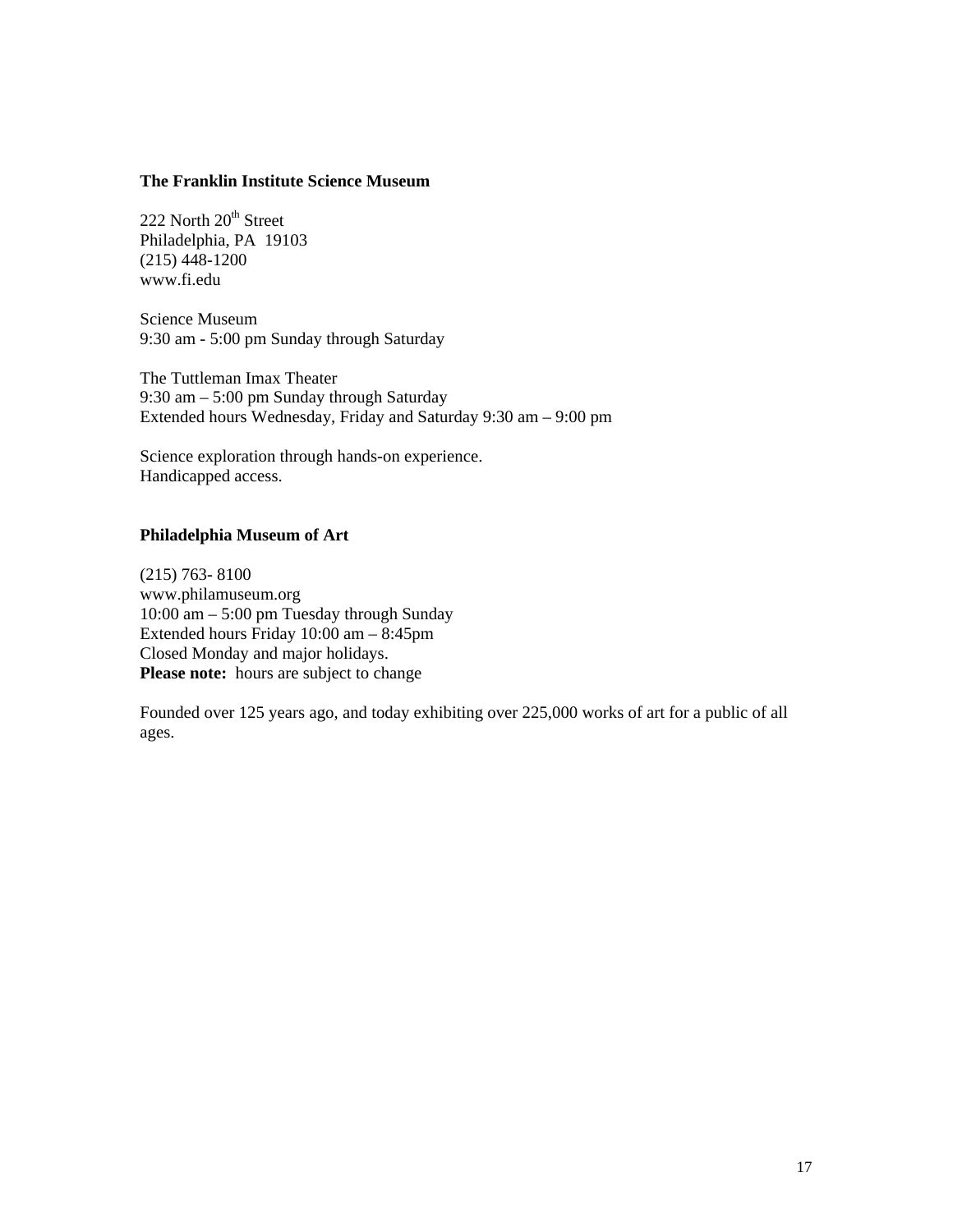**The Franklin Institute Science Museum**

222 North 20th Street  
Philadelphia, PA 19103  
(215) 448-1200  
www.fi.edu

Science Museum  
9:30 am - 5:00 pm Sunday through Saturday

The Tuttleman Imax Theater  
9:30 am – 5:00 pm Sunday through Saturday  
Extended hours Wednesday, Friday and Saturday 9:30 am – 9:00 pm

Science exploration through hands-on experience.  
Handicapped access.

**Philadelphia Museum of Art**

(215) 763- 8100  
www.philamuseum.org  
10:00 am – 5:00 pm Tuesday through Sunday  
Extended hours Friday 10:00 am – 8:45pm  
Closed Monday and major holidays.  
**Please note:** hours are subject to change

Founded over 125 years ago, and today exhibiting over 225,000 works of art for a public of all ages.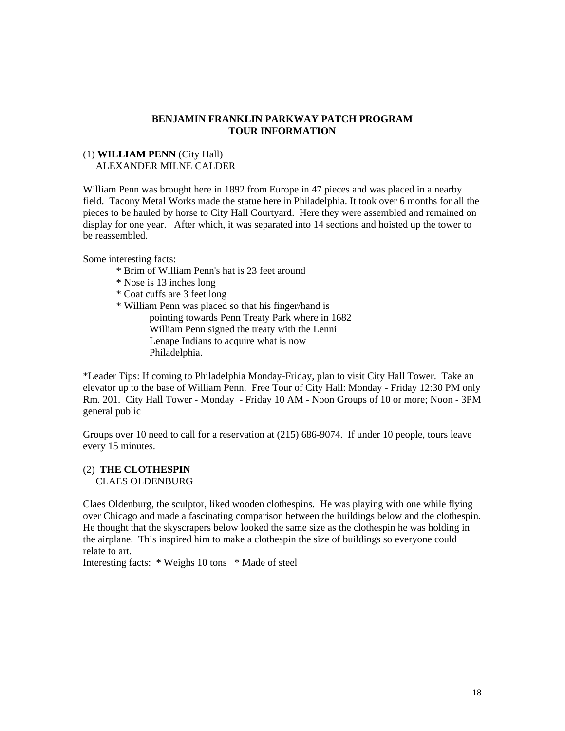**BENJAMIN FRANKLIN PARKWAY PATCH PROGRAM**
**TOUR INFORMATION**

(1) **WILLIAM PENN** (City Hall)
ALEXANDER MILNE CALDER

William Penn was brought here in 1892 from Europe in 47 pieces and was placed in a nearby field. Tacony Metal Works made the statue here in Philadelphia. It took over 6 months for all the pieces to be hauled by horse to City Hall Courtyard. Here they were assembled and remained on display for one year. After which, it was separated into 14 sections and hoisted up the tower to be reassembled.

Some interesting facts:

- * Brim of William Penn's hat is 23 feet around
- * Nose is 13 inches long
- * Coat cuffs are 3 feet long
- * William Penn was placed so that his finger/hand is pointing towards Penn Treaty Park where in 1682 William Penn signed the treaty with the Lenni Lenape Indians to acquire what is now Philadelphia.

*Leader Tips: If coming to Philadelphia Monday-Friday, plan to visit City Hall Tower. Take an elevator up to the base of William Penn. Free Tour of City Hall: Monday - Friday 12:30 PM only Rm. 201. City Hall Tower - Monday - Friday 10 AM - Noon Groups of 10 or more; Noon - 3PM general public

Groups over 10 need to call for a reservation at (215) 686-9074. If under 10 people, tours leave every 15 minutes.

(2) **THE CLOTHESPIN**
CLAES OLDENBURG

Claes Oldenburg, the sculptor, liked wooden clothespins. He was playing with one while flying over Chicago and made a fascinating comparison between the buildings below and the clothespin. He thought that the skyscrapers below looked the same size as the clothespin he was holding in the airplane. This inspired him to make a clothespin the size of buildings so everyone could relate to art.
Interesting facts: * Weighs 10 tons * Made of steel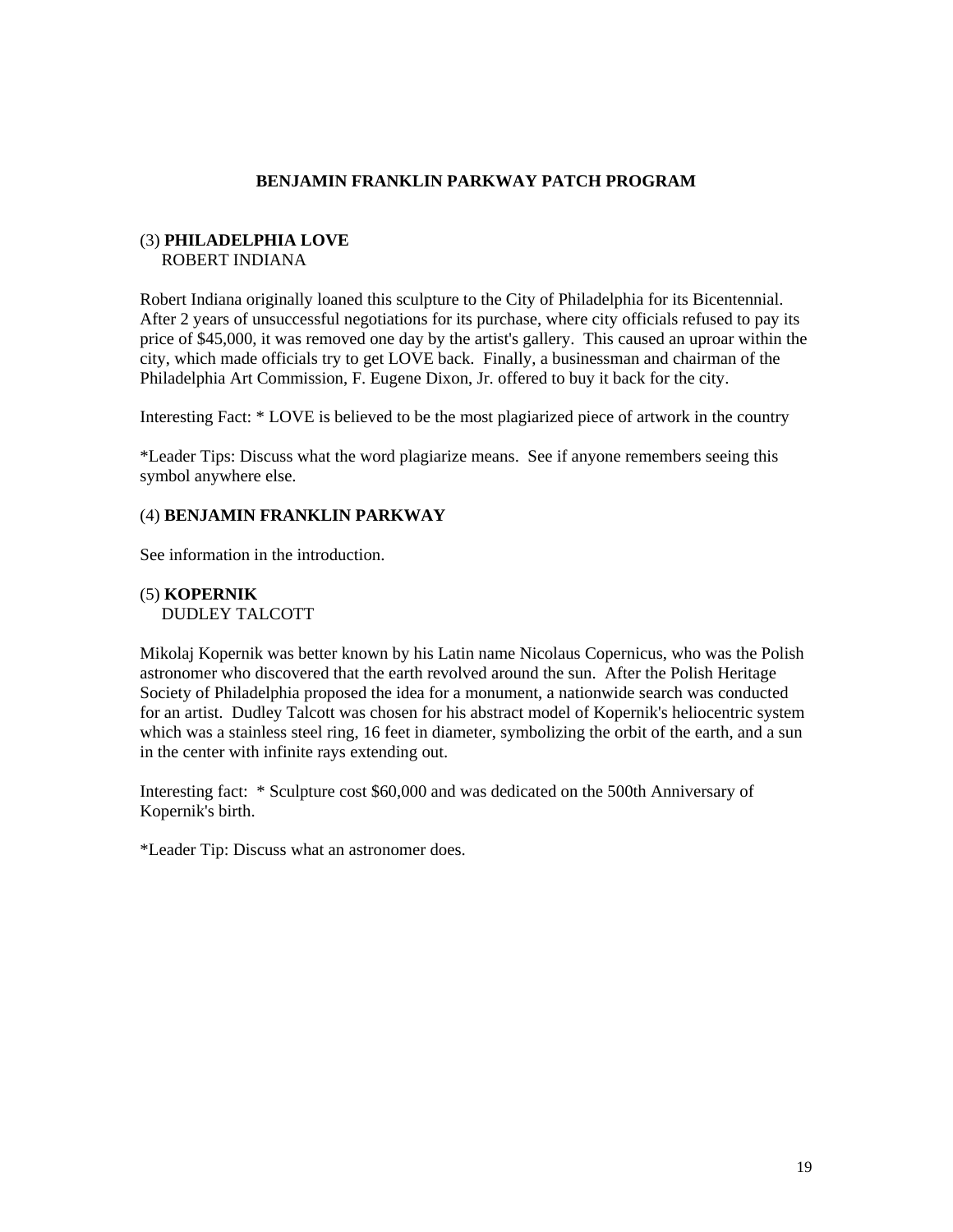## BENJAMIN FRANKLIN PARKWAY PATCH PROGRAM

### (3) **PHILADELPHIA LOVE**
ROBERT INDIANA

Robert Indiana originally loaned this sculpture to the City of Philadelphia for its Bicentennial. After 2 years of unsuccessful negotiations for its purchase, where city officials refused to pay its price of $45,000, it was removed one day by the artist's gallery. This caused an uproar within the city, which made officials try to get LOVE back. Finally, a businessman and chairman of the Philadelphia Art Commission, F. Eugene Dixon, Jr. offered to buy it back for the city.

Interesting Fact: * LOVE is believed to be the most plagiarized piece of artwork in the country

*Leader Tips: Discuss what the word plagiarize means. See if anyone remembers seeing this symbol anywhere else.

### (4) **BENJAMIN FRANKLIN PARKWAY**

See information in the introduction.

### (5) **KOPERNIK**
DUDLEY TALCOTT

Mikolaj Kopernik was better known by his Latin name Nicolaus Copernicus, who was the Polish astronomer who discovered that the earth revolved around the sun. After the Polish Heritage Society of Philadelphia proposed the idea for a monument, a nationwide search was conducted for an artist. Dudley Talcott was chosen for his abstract model of Kopernik's heliocentric system which was a stainless steel ring, 16 feet in diameter, symbolizing the orbit of the earth, and a sun in the center with infinite rays extending out.

Interesting fact: * Sculpture cost $60,000 and was dedicated on the 500th Anniversary of Kopernik's birth.

*Leader Tip: Discuss what an astronomer does.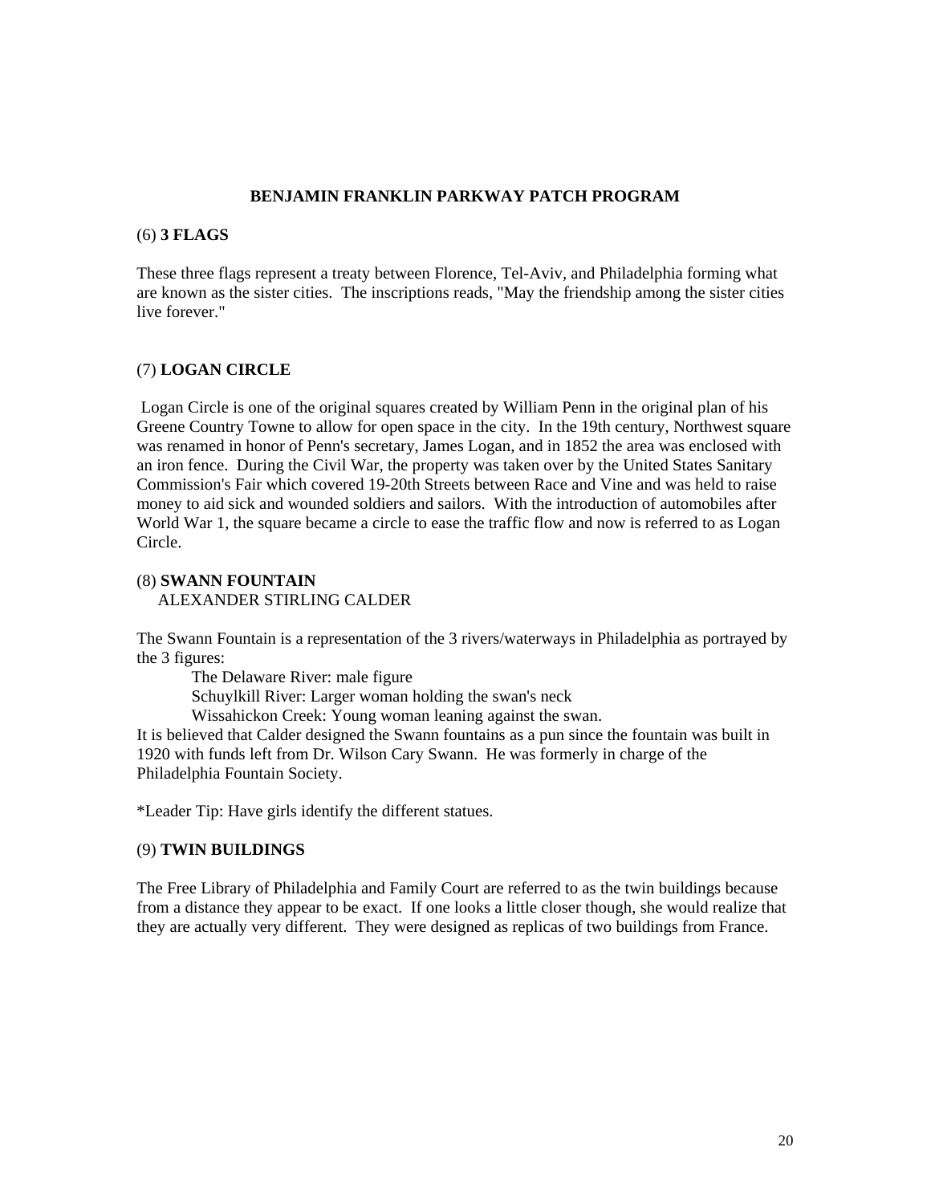**BENJAMIN FRANKLIN PARKWAY PATCH PROGRAM**

(6) **3 FLAGS**

These three flags represent a treaty between Florence, Tel-Aviv, and Philadelphia forming what are known as the sister cities. The inscriptions reads, "May the friendship among the sister cities live forever."

(7) **LOGAN CIRCLE**

Logan Circle is one of the original squares created by William Penn in the original plan of his Greene Country Towne to allow for open space in the city. In the 19th century, Northwest square was renamed in honor of Penn's secretary, James Logan, and in 1852 the area was enclosed with an iron fence. During the Civil War, the property was taken over by the United States Sanitary Commission's Fair which covered 19-20th Streets between Race and Vine and was held to raise money to aid sick and wounded soldiers and sailors. With the introduction of automobiles after World War 1, the square became a circle to ease the traffic flow and now is referred to as Logan Circle.

(8) **SWANN FOUNTAIN**
ALEXANDER STIRLING CALDER

The Swann Fountain is a representation of the 3 rivers/waterways in Philadelphia as portrayed by the 3 figures:

The Delaware River: male figure
Schuylkill River: Larger woman holding the swan's neck
Wissahickon Creek: Young woman leaning against the swan.

It is believed that Calder designed the Swann fountains as a pun since the fountain was built in 1920 with funds left from Dr. Wilson Cary Swann. He was formerly in charge of the Philadelphia Fountain Society.

*Leader Tip: Have girls identify the different statues.

(9) **TWIN BUILDINGS**

The Free Library of Philadelphia and Family Court are referred to as the twin buildings because from a distance they appear to be exact. If one looks a little closer though, she would realize that they are actually very different. They were designed as replicas of two buildings from France.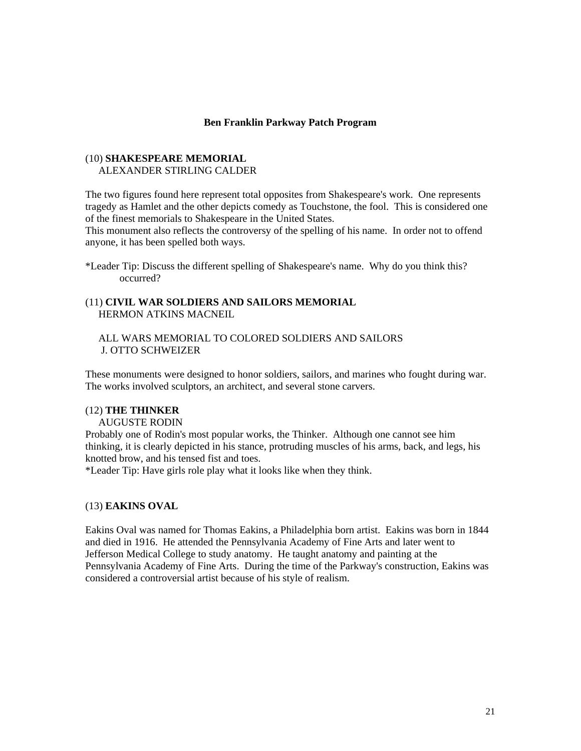**Ben Franklin Parkway Patch Program**

(10) **SHAKESPEARE MEMORIAL**
ALEXANDER STIRLING CALDER

The two figures found here represent total opposites from Shakespeare's work. One represents tragedy as Hamlet and the other depicts comedy as Touchstone, the fool. This is considered one of the finest memorials to Shakespeare in the United States.
This monument also reflects the controversy of the spelling of his name. In order not to offend anyone, it has been spelled both ways.

*Leader Tip: Discuss the different spelling of Shakespeare's name. Why do you think this? occurred?

(11) **CIVIL WAR SOLDIERS AND SAILORS MEMORIAL**
HERMON ATKINS MACNEIL

ALL WARS MEMORIAL TO COLORED SOLDIERS AND SAILORS
J. OTTO SCHWEIZER

These monuments were designed to honor soldiers, sailors, and marines who fought during war. The works involved sculptors, an architect, and several stone carvers.

(12) **THE THINKER**
AUGUSTE RODIN
Probably one of Rodin's most popular works, the Thinker. Although one cannot see him thinking, it is clearly depicted in his stance, protruding muscles of his arms, back, and legs, his knotted brow, and his tensed fist and toes.
*Leader Tip: Have girls role play what it looks like when they think.

(13) **EAKINS OVAL**

Eakins Oval was named for Thomas Eakins, a Philadelphia born artist. Eakins was born in 1844 and died in 1916. He attended the Pennsylvania Academy of Fine Arts and later went to Jefferson Medical College to study anatomy. He taught anatomy and painting at the Pennsylvania Academy of Fine Arts. During the time of the Parkway's construction, Eakins was considered a controversial artist because of his style of realism.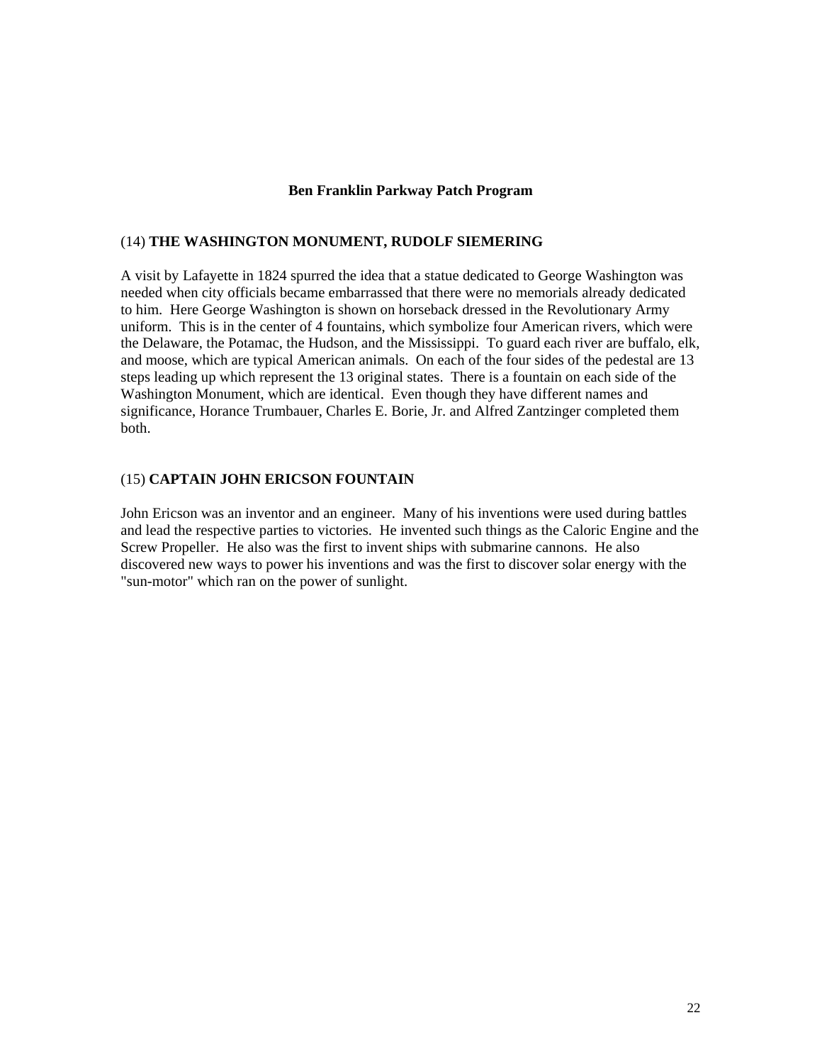**Ben Franklin Parkway Patch Program**

(14) **THE WASHINGTON MONUMENT, RUDOLF SIEMERING**

A visit by Lafayette in 1824 spurred the idea that a statue dedicated to George Washington was needed when city officials became embarrassed that there were no memorials already dedicated to him. Here George Washington is shown on horseback dressed in the Revolutionary Army uniform. This is in the center of 4 fountains, which symbolize four American rivers, which were the Delaware, the Potamac, the Hudson, and the Mississippi. To guard each river are buffalo, elk, and moose, which are typical American animals. On each of the four sides of the pedestal are 13 steps leading up which represent the 13 original states. There is a fountain on each side of the Washington Monument, which are identical. Even though they have different names and significance, Horance Trumbauer, Charles E. Borie, Jr. and Alfred Zantzinger completed them both.

(15) **CAPTAIN JOHN ERICSON FOUNTAIN**

John Ericson was an inventor and an engineer. Many of his inventions were used during battles and lead the respective parties to victories. He invented such things as the Caloric Engine and the Screw Propeller. He also was the first to invent ships with submarine cannons. He also discovered new ways to power his inventions and was the first to discover solar energy with the "sun-motor" which ran on the power of sunlight.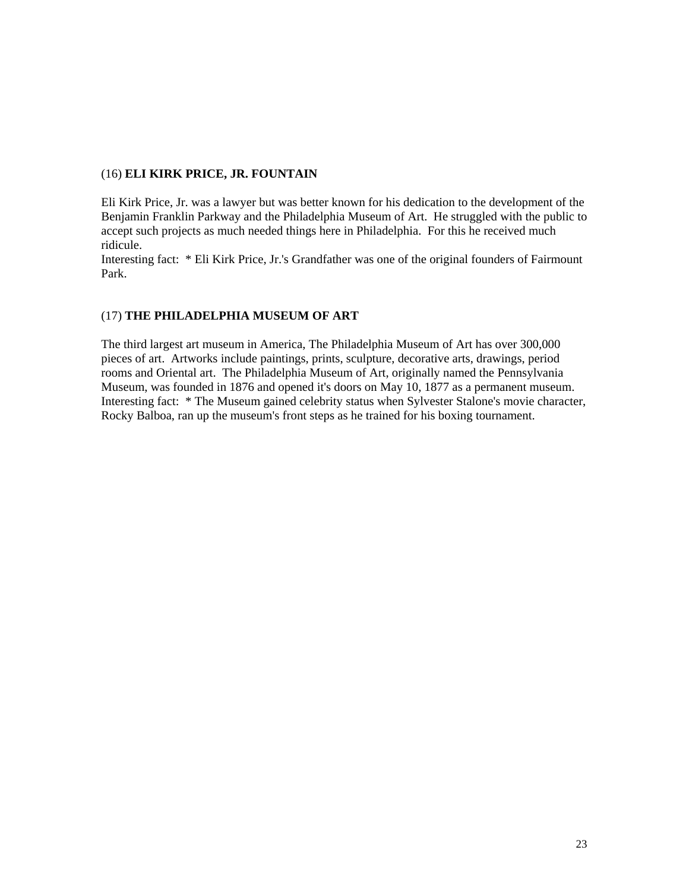(16) **ELI KIRK PRICE, JR. FOUNTAIN**

Eli Kirk Price, Jr. was a lawyer but was better known for his dedication to the development of the Benjamin Franklin Parkway and the Philadelphia Museum of Art. He struggled with the public to accept such projects as much needed things here in Philadelphia. For this he received much ridicule.
Interesting fact: * Eli Kirk Price, Jr.'s Grandfather was one of the original founders of Fairmount Park.

(17) **THE PHILADELPHIA MUSEUM OF ART**

The third largest art museum in America, The Philadelphia Museum of Art has over 300,000 pieces of art. Artworks include paintings, prints, sculpture, decorative arts, drawings, period rooms and Oriental art. The Philadelphia Museum of Art, originally named the Pennsylvania Museum, was founded in 1876 and opened it's doors on May 10, 1877 as a permanent museum.
Interesting fact: * The Museum gained celebrity status when Sylvester Stalone's movie character, Rocky Balboa, ran up the museum's front steps as he trained for his boxing tournament.